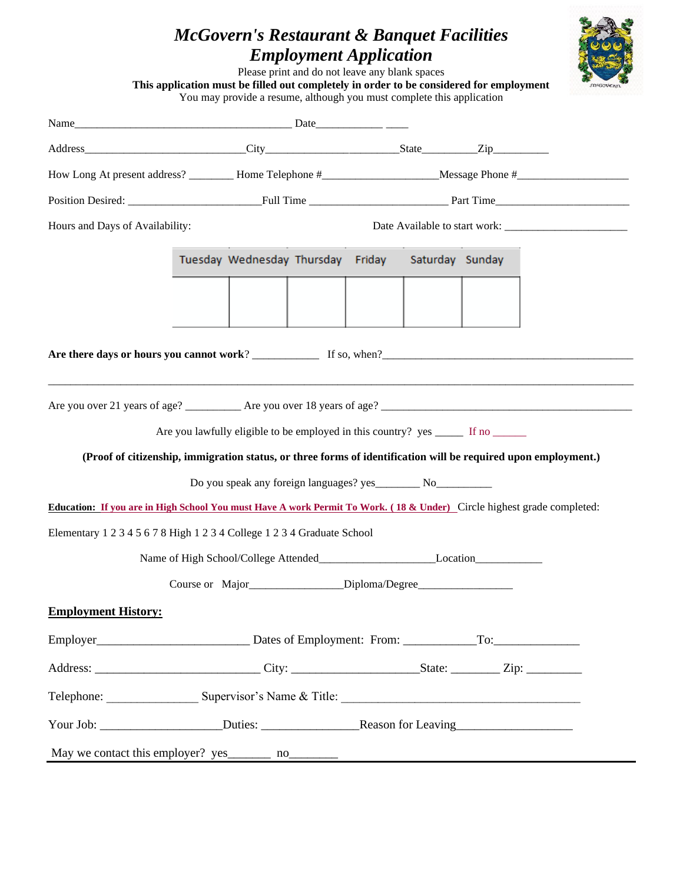# *McGovern's Restaurant & Banquet Facilities*
# *Employment Application*

Please print and do not leave any blank spaces

**This application must be filled out completely in order to be considered for employment**

You may provide a resume, although you must complete this application

Name_______________________________________ Date___________ ____

Address_____________________________City________________________State_________Zip_________

How Long At present address? ________ Home Telephone #___________________Message Phone #___________________

Position Desired: _______________________Full Time ________________________ Part Time_______________________

Hours and Days of Availability: Date Available to start work: ______________________

| Tuesday | Wednesday | Thursday | Friday | Saturday | Sunday |
|---|---|---|---|---|---|
| | | | | | |

**Are there days or hours you cannot work**? ___________ If so, when?_____________________________________________

_____________________________________________________________________________________________________

Are you over 21 years of age? _________ Are you over 18 years of age? ____________________________________________

Are you lawfully eligible to be employed in this country? yes _____ If no ______

**(Proof of citizenship, immigration status, or three forms of identification will be required upon employment.)**

Do you speak any foreign languages? yes________ No__________

**Education: If you are in High School You must Have A work Permit To Work. ( 18 & Under)** Circle highest grade completed:

Elementary 1 2 3 4 5 6 7 8 High 1 2 3 4 College 1 2 3 4 Graduate School

Name of High School/College Attended____________________Location____________

Course or Major________________Diploma/Degree________________

## Employment History:

Employer_________________________ Dates of Employment: From: ___________To:_____________

Address: __________________________ City: ____________________State: ________ Zip: _________

Telephone: _______________ Supervisor's Name & Title: _______________________________________

Your Job: ___________________Duties: _______________Reason for Leaving___________________

May we contact this employer? yes_______ no________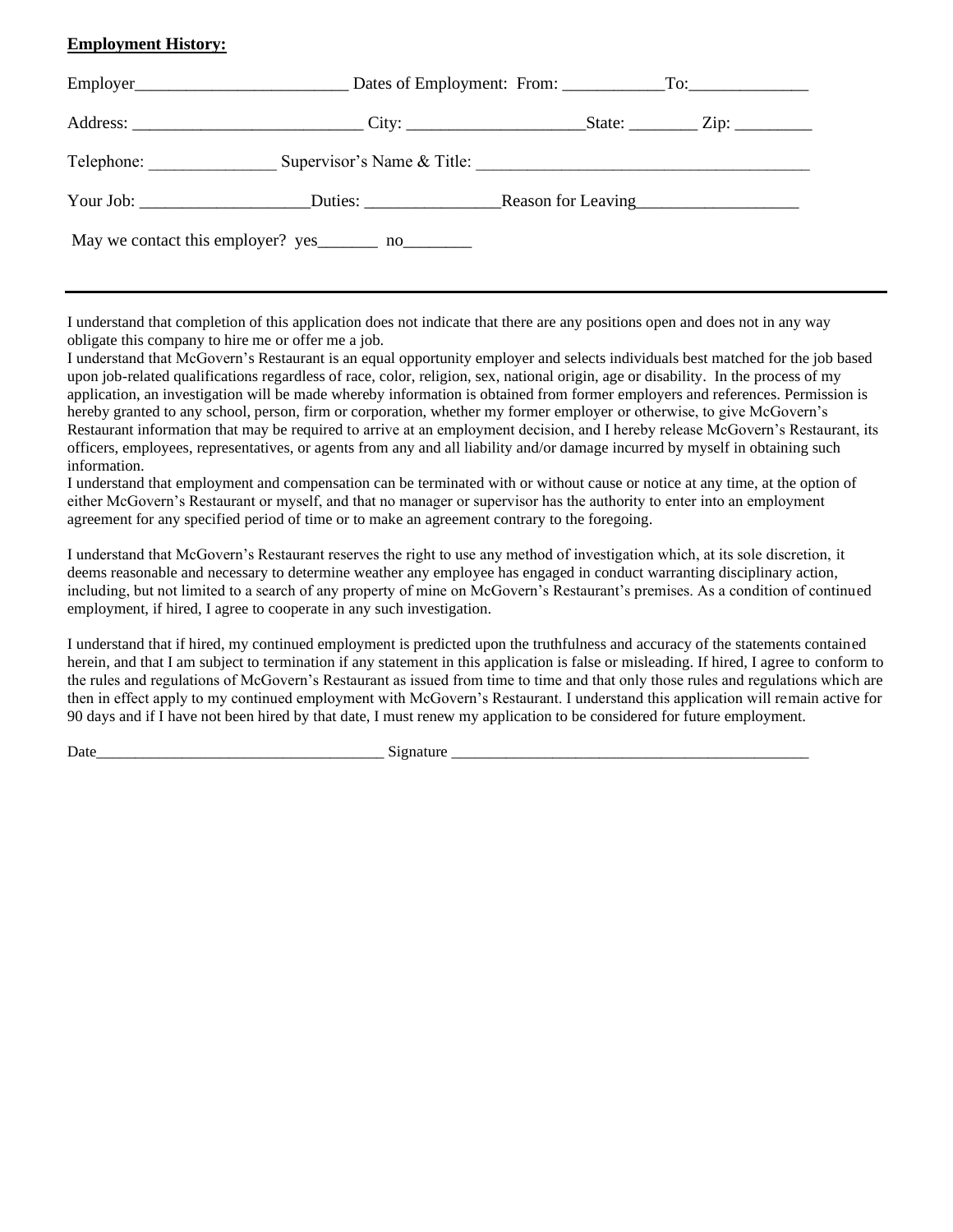**Employment History:**

Employer_________________________ Dates of Employment: From: ___________To:_____________

Address: ___________________________ City: ____________________State: ________ Zip: _________

Telephone: _______________ Supervisor's Name & Title: _______________________________________

Your Job: ____________________Duties: ________________Reason for Leaving___________________

May we contact this employer? yes_______ no________

---

I understand that completion of this application does not indicate that there are any positions open and does not in any way obligate this company to hire me or offer me a job.

I understand that McGovern's Restaurant is an equal opportunity employer and selects individuals best matched for the job based upon job-related qualifications regardless of race, color, religion, sex, national origin, age or disability. In the process of my application, an investigation will be made whereby information is obtained from former employers and references. Permission is hereby granted to any school, person, firm or corporation, whether my former employer or otherwise, to give McGovern's Restaurant information that may be required to arrive at an employment decision, and I hereby release McGovern's Restaurant, its officers, employees, representatives, or agents from any and all liability and/or damage incurred by myself in obtaining such information.

I understand that employment and compensation can be terminated with or without cause or notice at any time, at the option of either McGovern's Restaurant or myself, and that no manager or supervisor has the authority to enter into an employment agreement for any specified period of time or to make an agreement contrary to the foregoing.

I understand that McGovern's Restaurant reserves the right to use any method of investigation which, at its sole discretion, it deems reasonable and necessary to determine weather any employee has engaged in conduct warranting disciplinary action, including, but not limited to a search of any property of mine on McGovern's Restaurant's premises. As a condition of continued employment, if hired, I agree to cooperate in any such investigation.

I understand that if hired, my continued employment is predicted upon the truthfulness and accuracy of the statements contained herein, and that I am subject to termination if any statement in this application is false or misleading. If hired, I agree to conform to the rules and regulations of McGovern's Restaurant as issued from time to time and that only those rules and regulations which are then in effect apply to my continued employment with McGovern's Restaurant. I understand this application will remain active for 90 days and if I have not been hired by that date, I must renew my application to be considered for future employment.

Date____________________________________ Signature _______________________________________________